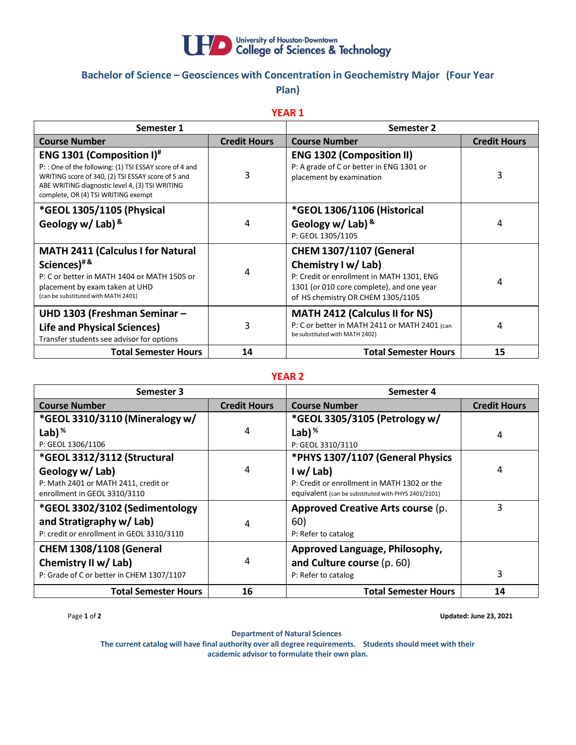University of Houston-Downtown
College of Sciences & Technology

## Bachelor of Science – Geosciences with Concentration in Geochemistry Major (Four Year Plan)

### YEAR 1

| Semester 1 | | Semester 2 | |
|---|---|---|---|
| **Course Number** | **Credit Hours** | **Course Number** | **Credit Hours** |
| **ENG 1301 (Composition I)[#]** P: : One of the following: (1) TSI ESSAY score of 4 and WRITING score of 340, (2) TSI ESSAY score of 5 and ABE WRITING diagnostic level 4, (3) TSI WRITING complete, OR (4) TSI WRITING exempt | 3 | **ENG 1302 (Composition II)** P: A grade of C or better in ENG 1301 or placement by examination | 3 |
| ***GEOL 1305/1105 (Physical Geology w/ Lab)[&]** | 4 | ***GEOL 1306/1106 (Historical Geology w/ Lab)[&]** P: GEOL 1305/1105 | 4 |
| **MATH 2411 (Calculus I for Natural Sciences)[# &]** P: C or better in MATH 1404 or MATH 1505 or placement by exam taken at UHD (can be substituted with MATH 2401) | 4 | **CHEM 1307/1107 (General Chemistry I w/ Lab)** P: Credit or enrollment in MATH 1301, ENG 1301 (or 010 core complete), and one year of HS chemistry OR CHEM 1305/1105 | 4 |
| **UHD 1303 (Freshman Seminar – Life and Physical Sciences)** Transfer students see advisor for options | 3 | **MATH 2412 (Calculus II for NS)** P: C or better in MATH 2411 or MATH 2401 (can be substituted with MATH 2402) | 4 |
| **Total Semester Hours** | **14** | **Total Semester Hours** | **15** |

### YEAR 2

| Semester 3 | | Semester 4 | |
|---|---|---|---|
| **Course Number** | **Credit Hours** | **Course Number** | **Credit Hours** |
| ***GEOL 3310/3110 (Mineralogy w/ Lab)[%]** P: GEOL 1306/1106 | 4 | ***GEOL 3305/3105 (Petrology w/ Lab)[%]** P: GEOL 3310/3110 | 4 |
| ***GEOL 3312/3112 (Structural Geology w/ Lab)** P: Math 2401 or MATH 2411, credit or enrollment in GEOL 3310/3110 | 4 | ***PHYS 1307/1107 (General Physics I w/ Lab)** P: Credit or enrollment in MATH 1302 or the equivalent (can be substituted with PHYS 2401/2101) | 4 |
| ***GEOL 3302/3102 (Sedimentology and Stratigraphy w/ Lab)** P: credit or enrollment in GEOL 3310/3110 | 4 | **Approved Creative Arts course** (p. 60) P: Refer to catalog | 3 |
| **CHEM 1308/1108 (General Chemistry II w/ Lab)** P: Grade of C or better in CHEM 1307/1107 | 4 | **Approved Language, Philosophy, and Culture course** (p. 60) P: Refer to catalog | 3 |
| **Total Semester Hours** | **16** | **Total Semester Hours** | **14** |

**Updated: June 23, 2021**

**Department of Natural Sciences**
**The current catalog will have final authority over all degree requirements. Students should meet with their academic advisor to formulate their own plan.**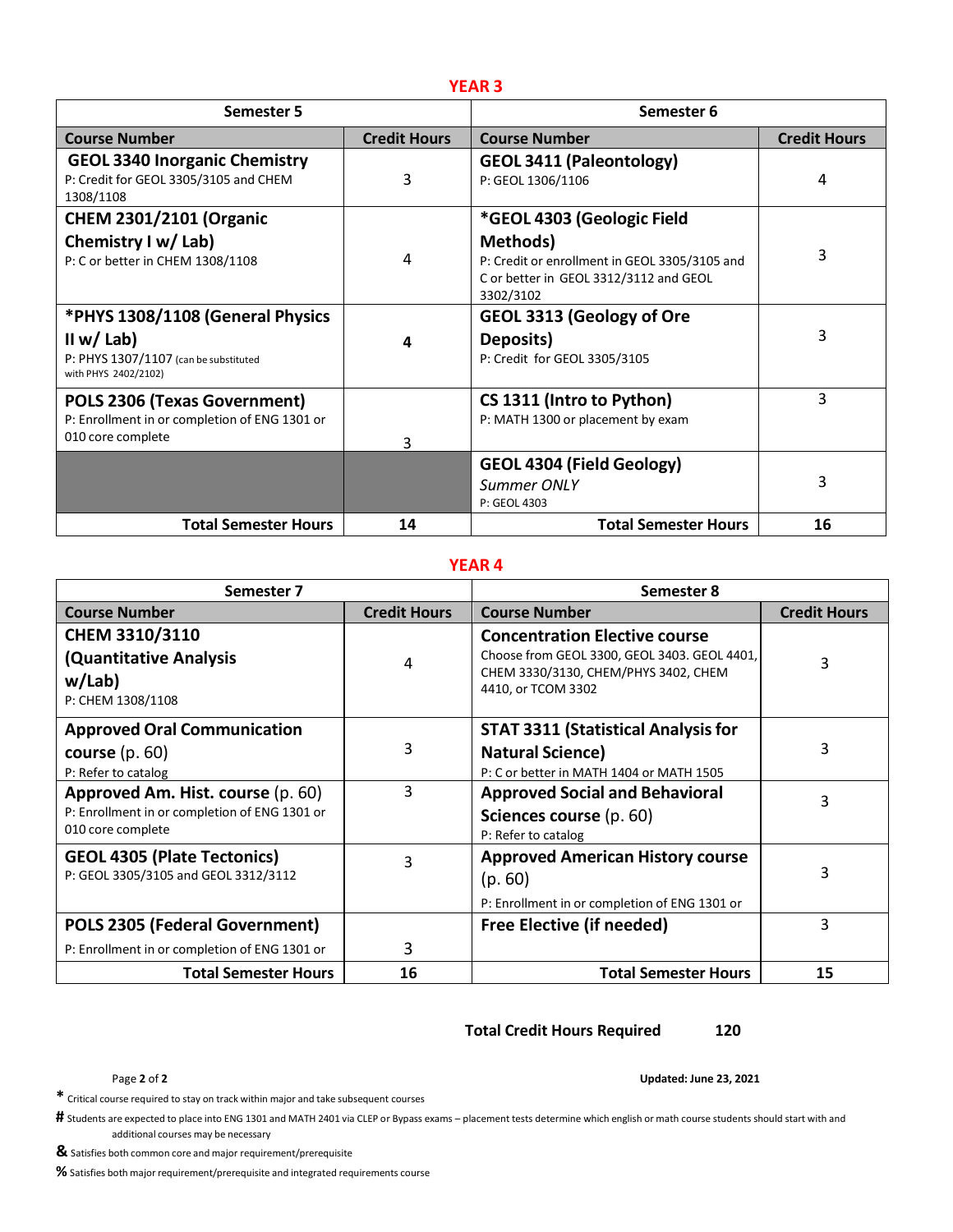## YEAR 3

| Semester 5 | | Semester 6 | |
|---|---|---|---|
| **Course Number** | **Credit Hours** | **Course Number** | **Credit Hours** |
| **GEOL 3340 Inorganic Chemistry** P: Credit for GEOL 3305/3105 and CHEM 1308/1108 | 3 | **GEOL 3411 (Paleontology)** P: GEOL 1306/1106 | 4 |
| **CHEM 2301/2101 (Organic Chemistry I w/ Lab)** P: C or better in CHEM 1308/1108 | 4 | ***GEOL 4303 (Geologic Field Methods)** P: Credit or enrollment in GEOL 3305/3105 and C or better in GEOL 3312/3112 and GEOL 3302/3102 | 3 |
| ***PHYS 1308/1108 (General Physics II w/ Lab)** P: PHYS 1307/1107 (can be substituted with PHYS 2402/2102) | **4** | **GEOL 3313 (Geology of Ore Deposits)** P: Credit for GEOL 3305/3105 | 3 |
| **POLS 2306 (Texas Government)** P: Enrollment in or completion of ENG 1301 or 010 core complete | 3 | **CS 1311 (Intro to Python)** P: MATH 1300 or placement by exam | 3 |
| | | **GEOL 4304 (Field Geology)** *Summer ONLY* P: GEOL 4303 | 3 |
| **Total Semester Hours** | **14** | **Total Semester Hours** | **16** |

## YEAR 4

| Semester 7 | | Semester 8 | |
|---|---|---|---|
| **Course Number** | **Credit Hours** | **Course Number** | **Credit Hours** |
| **CHEM 3310/3110 (Quantitative Analysis w/Lab)** P: CHEM 1308/1108 | 4 | **Concentration Elective course** Choose from GEOL 3300, GEOL 3403. GEOL 4401, CHEM 3330/3130, CHEM/PHYS 3402, CHEM 4410, or TCOM 3302 | 3 |
| **Approved Oral Communication course** (p. 60) P: Refer to catalog | 3 | **STAT 3311 (Statistical Analysis for Natural Science)** P: C or better in MATH 1404 or MATH 1505 | 3 |
| **Approved Am. Hist. course** (p. 60) P: Enrollment in or completion of ENG 1301 or 010 core complete | 3 | **Approved Social and Behavioral Sciences course** (p. 60) P: Refer to catalog | 3 |
| **GEOL 4305 (Plate Tectonics)** P: GEOL 3305/3105 and GEOL 3312/3112 | 3 | **Approved American History course** (p. 60) P: Enrollment in or completion of ENG 1301 or | 3 |
| **POLS 2305 (Federal Government)** P: Enrollment in or completion of ENG 1301 or | 3 | **Free Elective (if needed)** | 3 |
| **Total Semester Hours** | **16** | **Total Semester Hours** | **15** |

**Total Credit Hours Required 120**

Updated: June 23, 2021

* Critical course required to stay on track within major and take subsequent courses

# Students are expected to place into ENG 1301 and MATH 2401 via CLEP or Bypass exams – placement tests determine which english or math course students should start with and additional courses may be necessary

& Satisfies both common core and major requirement/prerequisite

% Satisfies both major requirement/prerequisite and integrated requirements course